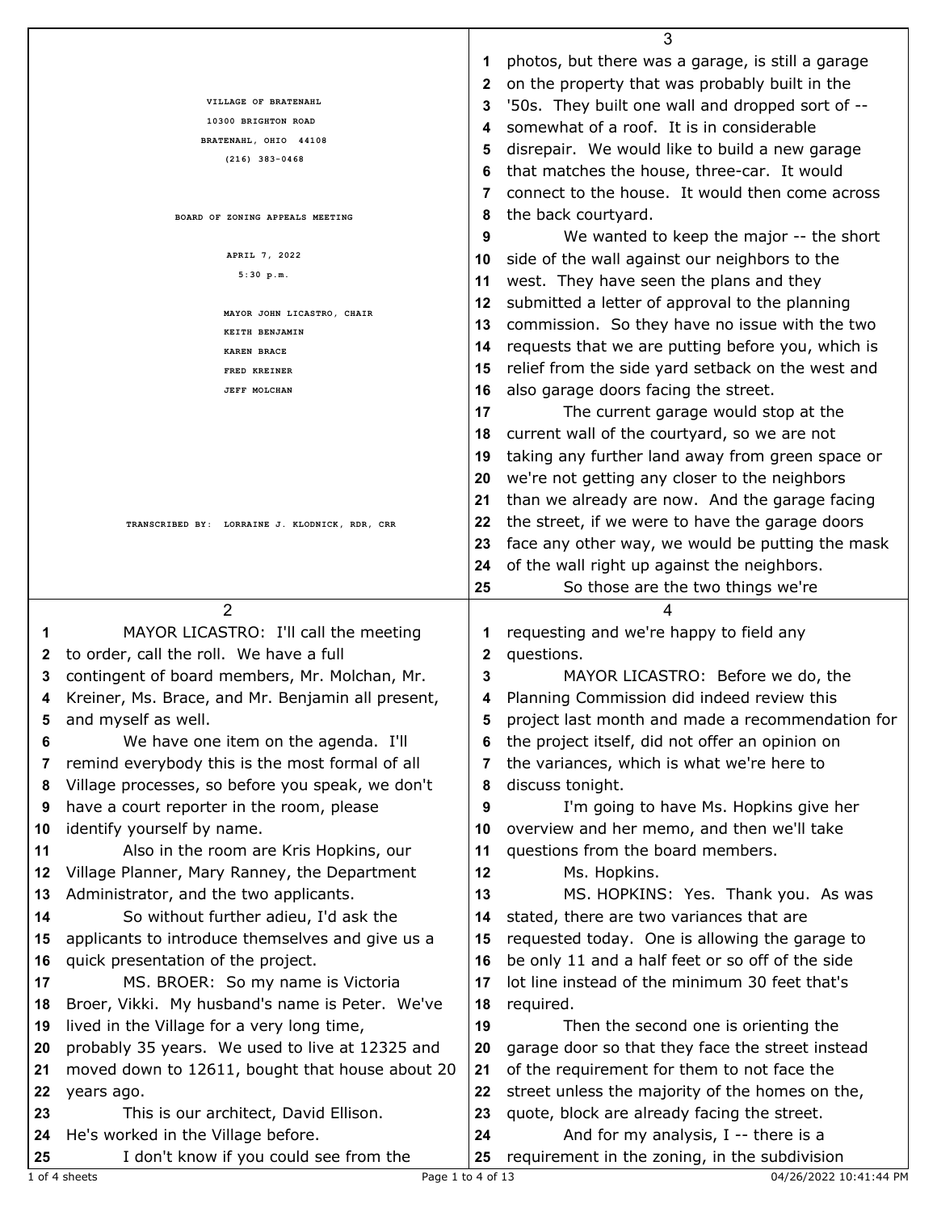VILLAGE OF BRATENAHL
10300 BRIGHTON ROAD
BRATENAHL, OHIO 44108
(216) 383-0468

BOARD OF ZONING APPEALS MEETING

APRIL 7, 2022
5:30 p.m.

MAYOR JOHN LICASTRO, CHAIR
KEITH BENJAMIN
KAREN BRACE
FRED KREINER
JEFF MOLCHAN

TRANSCRIBED BY: LORRAINE J. KLODNICK, RDR, CRR

---

MAYOR LICASTRO: I'll call the meeting to order, call the roll. We have a full contingent of board members, Mr. Molchan, Mr. Kreiner, Ms. Brace, and Mr. Benjamin all present, and myself as well.

We have one item on the agenda. I'll remind everybody this is the most formal of all Village processes, so before you speak, we don't have a court reporter in the room, please identify yourself by name.

Also in the room are Kris Hopkins, our Village Planner, Mary Ranney, the Department Administrator, and the two applicants.

So without further adieu, I'd ask the applicants to introduce themselves and give us a quick presentation of the project.

MS. BROER: So my name is Victoria Broer, Vikki. My husband's name is Peter. We've lived in the Village for a very long time, probably 35 years. We used to live at 12325 and moved down to 12611, bought that house about 20 years ago.

This is our architect, David Ellison. He's worked in the Village before.

I don't know if you could see from the photos, but there was a garage, is still a garage on the property that was probably built in the '50s. They built one wall and dropped sort of -- somewhat of a roof. It is in considerable disrepair. We would like to build a new garage that matches the house, three-car. It would connect to the house. It would then come across the back courtyard.

We wanted to keep the major -- the short side of the wall against our neighbors to the west. They have seen the plans and they submitted a letter of approval to the planning commission. So they have no issue with the two requests that we are putting before you, which is relief from the side yard setback on the west and also garage doors facing the street.

The current garage would stop at the current wall of the courtyard, so we are not taking any further land away from green space or we're not getting any closer to the neighbors than we already are now. And the garage facing the street, if we were to have the garage doors face any other way, we would be putting the mask of the wall right up against the neighbors.

So those are the two things we're requesting and we're happy to field any questions.

MAYOR LICASTRO: Before we do, the Planning Commission did indeed review this project last month and made a recommendation for the project itself, did not offer an opinion on the variances, which is what we're here to discuss tonight.

I'm going to have Ms. Hopkins give her overview and her memo, and then we'll take questions from the board members.

Ms. Hopkins.

MS. HOPKINS: Yes. Thank you. As was stated, there are two variances that are requested today. One is allowing the garage to be only 11 and a half feet or so off of the side lot line instead of the minimum 30 feet that's required.

Then the second one is orienting the garage door so that they face the street instead of the requirement for them to not face the street unless the majority of the homes on the, quote, block are already facing the street.

And for my analysis, I -- there is a requirement in the zoning, in the subdivision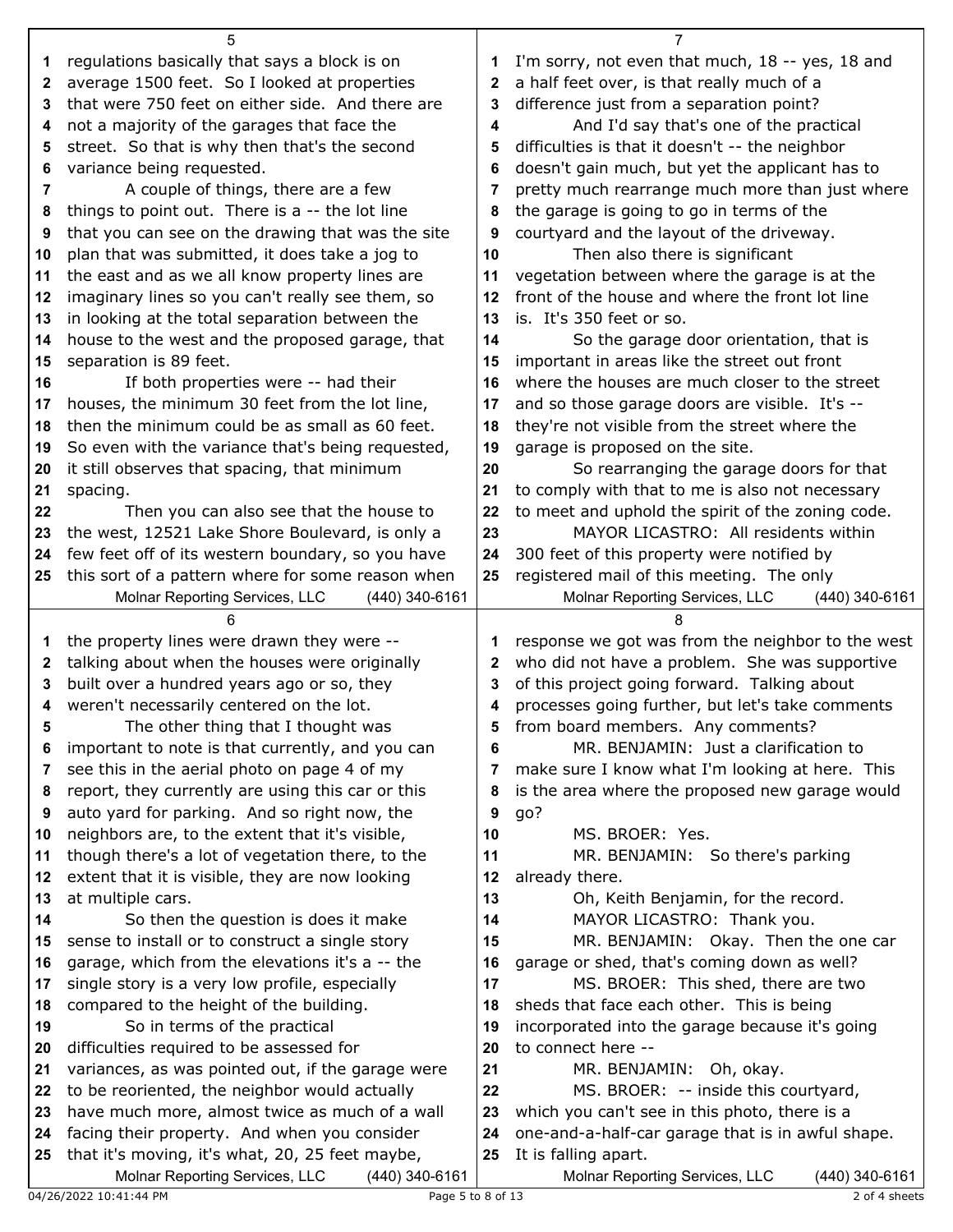regulations basically that says a block is on average 1500 feet. So I looked at properties that were 750 feet on either side. And there are not a majority of the garages that face the street. So that is why then that's the second variance being requested.

A couple of things, there are a few things to point out. There is a -- the lot line that you can see on the drawing that was the site plan that was submitted, it does take a jog to the east and as we all know property lines are imaginary lines so you can't really see them, so in looking at the total separation between the house to the west and the proposed garage, that separation is 89 feet.

If both properties were -- had their houses, the minimum 30 feet from the lot line, then the minimum could be as small as 60 feet. So even with the variance that's being requested, it still observes that spacing, that minimum spacing.

Then you can also see that the house to the west, 12521 Lake Shore Boulevard, is only a few feet off of its western boundary, so you have this sort of a pattern where for some reason when the property lines were drawn they were -- talking about when the houses were originally built over a hundred years ago or so, they weren't necessarily centered on the lot.

The other thing that I thought was important to note is that currently, and you can see this in the aerial photo on page 4 of my report, they currently are using this car or this auto yard for parking. And so right now, the neighbors are, to the extent that it's visible, though there's a lot of vegetation there, to the extent that it is visible, they are now looking at multiple cars.

So then the question is does it make sense to install or to construct a single story garage, which from the elevations it's a -- the single story is a very low profile, especially compared to the height of the building.

So in terms of the practical difficulties required to be assessed for variances, as was pointed out, if the garage were to be reoriented, the neighbor would actually have much more, almost twice as much of a wall facing their property. And when you consider that it's moving, it's what, 20, 25 feet maybe, I'm sorry, not even that much, 18 -- yes, 18 and a half feet over, is that really much of a difference just from a separation point?

And I'd say that's one of the practical difficulties is that it doesn't -- the neighbor doesn't gain much, but yet the applicant has to pretty much rearrange much more than just where the garage is going to go in terms of the courtyard and the layout of the driveway.

Then also there is significant vegetation between where the garage is at the front of the house and where the front lot line is. It's 350 feet or so.

So the garage door orientation, that is important in areas like the street out front where the houses are much closer to the street and so those garage doors are visible. It's -- they're not visible from the street where the garage is proposed on the site.

So rearranging the garage doors for that to comply with that to me is also not necessary to meet and uphold the spirit of the zoning code.

MAYOR LICASTRO: All residents within 300 feet of this property were notified by registered mail of this meeting. The only response we got was from the neighbor to the west who did not have a problem. She was supportive of this project going forward. Talking about processes going further, but let's take comments from board members. Any comments?

MR. BENJAMIN: Just a clarification to make sure I know what I'm looking at here. This is the area where the proposed new garage would go?

MS. BROER: Yes.

MR. BENJAMIN: So there's parking already there.

Oh, Keith Benjamin, for the record.

MAYOR LICASTRO: Thank you.

MR. BENJAMIN: Okay. Then the one car garage or shed, that's coming down as well?

MS. BROER: This shed, there are two sheds that face each other. This is being incorporated into the garage because it's going to connect here --

MR. BENJAMIN: Oh, okay.

MS. BROER: -- inside this courtyard, which you can't see in this photo, there is a one-and-a-half-car garage that is in awful shape. It is falling apart.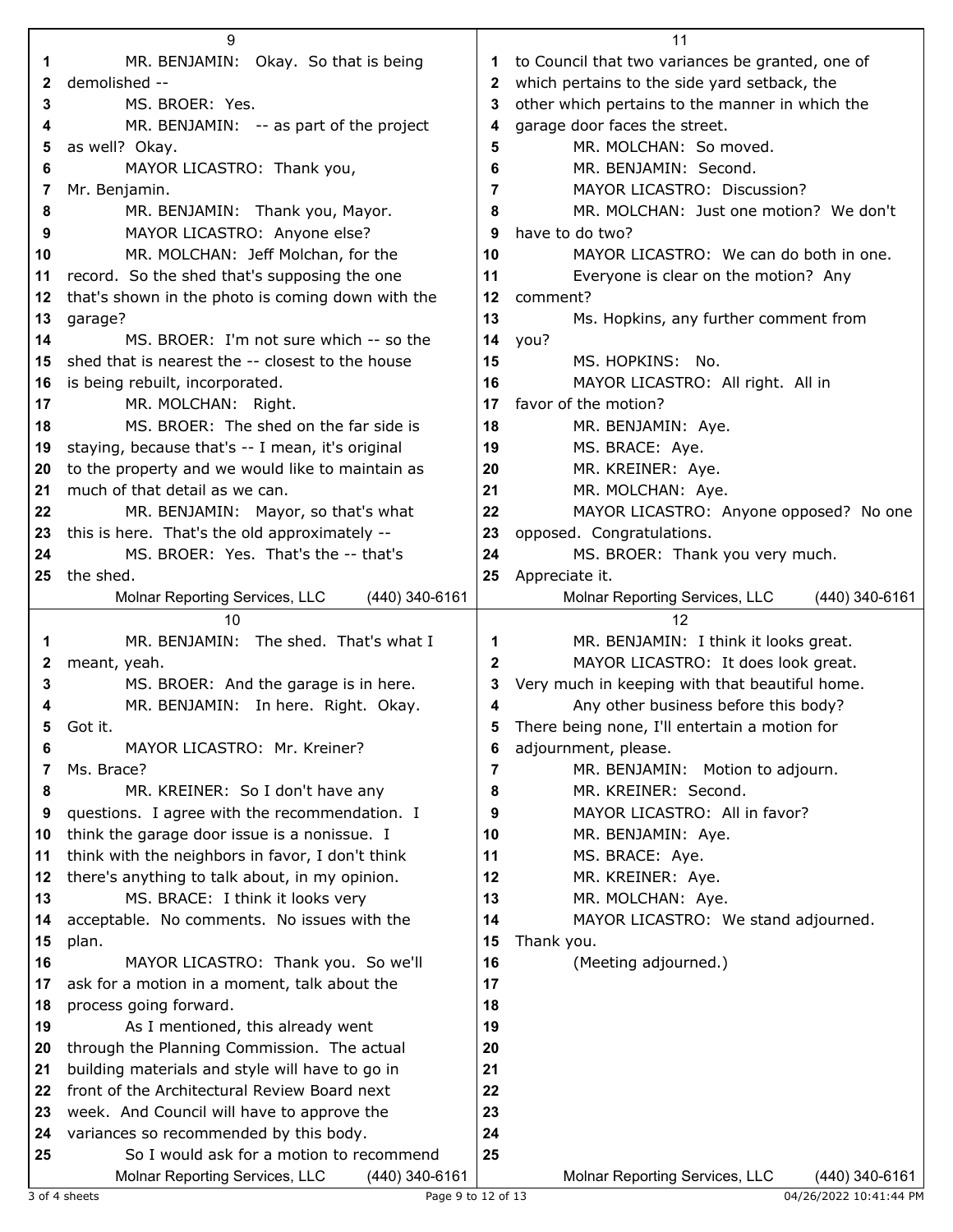MR. BENJAMIN: Okay. So that is being demolished --

MS. BROER: Yes.

MR. BENJAMIN: -- as part of the project as well? Okay.

MAYOR LICASTRO: Thank you, Mr. Benjamin.

MR. BENJAMIN: Thank you, Mayor.

MAYOR LICASTRO: Anyone else?

MR. MOLCHAN: Jeff Molchan, for the record. So the shed that's supposing the one that's shown in the photo is coming down with the garage?

MS. BROER: I'm not sure which -- so the shed that is nearest the -- closest to the house is being rebuilt, incorporated.

MR. MOLCHAN: Right.

MS. BROER: The shed on the far side is staying, because that's -- I mean, it's original to the property and we would like to maintain as much of that detail as we can.

MR. BENJAMIN: Mayor, so that's what this is here. That's the old approximately --

MS. BROER: Yes. That's the -- that's the shed.

MR. BENJAMIN: The shed. That's what I meant, yeah.

MS. BROER: And the garage is in here.

MR. BENJAMIN: In here. Right. Okay. Got it.

MAYOR LICASTRO: Mr. Kreiner? Ms. Brace?

MR. KREINER: So I don't have any questions. I agree with the recommendation. I think the garage door issue is a nonissue. I think with the neighbors in favor, I don't think there's anything to talk about, in my opinion.

MS. BRACE: I think it looks very acceptable. No comments. No issues with the plan.

MAYOR LICASTRO: Thank you. So we'll ask for a motion in a moment, talk about the process going forward.

As I mentioned, this already went through the Planning Commission. The actual building materials and style will have to go in front of the Architectural Review Board next week. And Council will have to approve the variances so recommended by this body.

So I would ask for a motion to recommend to Council that two variances be granted, one of which pertains to the side yard setback, the other which pertains to the manner in which the garage door faces the street.

MR. MOLCHAN: So moved.

MR. BENJAMIN: Second.

MAYOR LICASTRO: Discussion?

MR. MOLCHAN: Just one motion? We don't have to do two?

MAYOR LICASTRO: We can do both in one.

Everyone is clear on the motion? Any comment?

Ms. Hopkins, any further comment from you?

MS. HOPKINS: No.

MAYOR LICASTRO: All right. All in favor of the motion?

MR. BENJAMIN: Aye.

MS. BRACE: Aye.

MR. KREINER: Aye.

MR. MOLCHAN: Aye.

MAYOR LICASTRO: Anyone opposed? No one opposed. Congratulations.

MS. BROER: Thank you very much. Appreciate it.

MR. BENJAMIN: I think it looks great.

MAYOR LICASTRO: It does look great. Very much in keeping with that beautiful home.

Any other business before this body? There being none, I'll entertain a motion for adjournment, please.

MR. BENJAMIN: Motion to adjourn.

MR. KREINER: Second.

MAYOR LICASTRO: All in favor?

MR. BENJAMIN: Aye.

MS. BRACE: Aye.

MR. KREINER: Aye.

MR. MOLCHAN: Aye.

MAYOR LICASTRO: We stand adjourned. Thank you.

(Meeting adjourned.)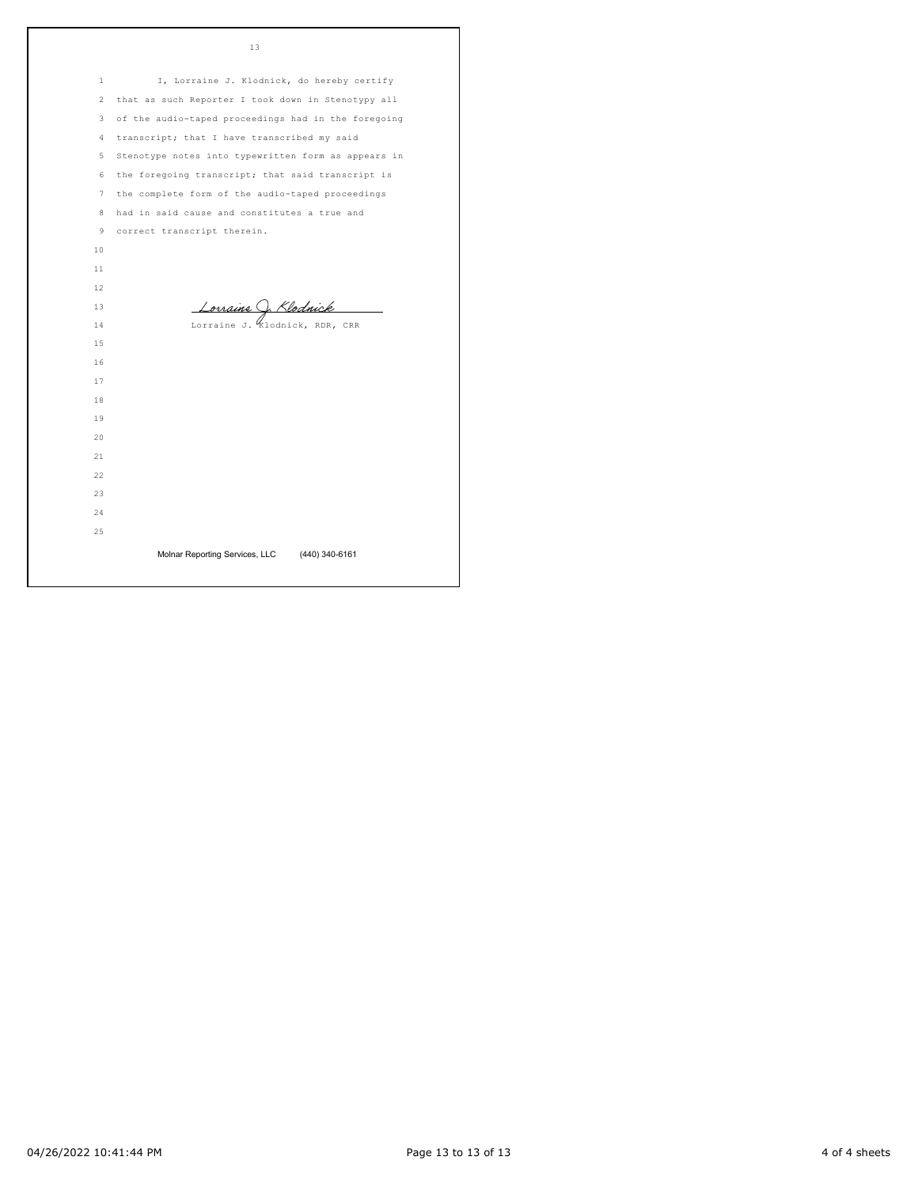I, Lorraine J. Klodnick, do hereby certify that as such Reporter I took down in Stenotypy all of the audio-taped proceedings had in the foregoing transcript; that I have transcribed my said Stenotype notes into typewritten form as appears in the foregoing transcript; that said transcript is the complete form of the audio-taped proceedings had in said cause and constitutes a true and correct transcript therein.

*Lorraine J. Klodnick*

Lorraine J. Klodnick, RDR, CRR

Molnar Reporting Services, LLC (440) 340-6161